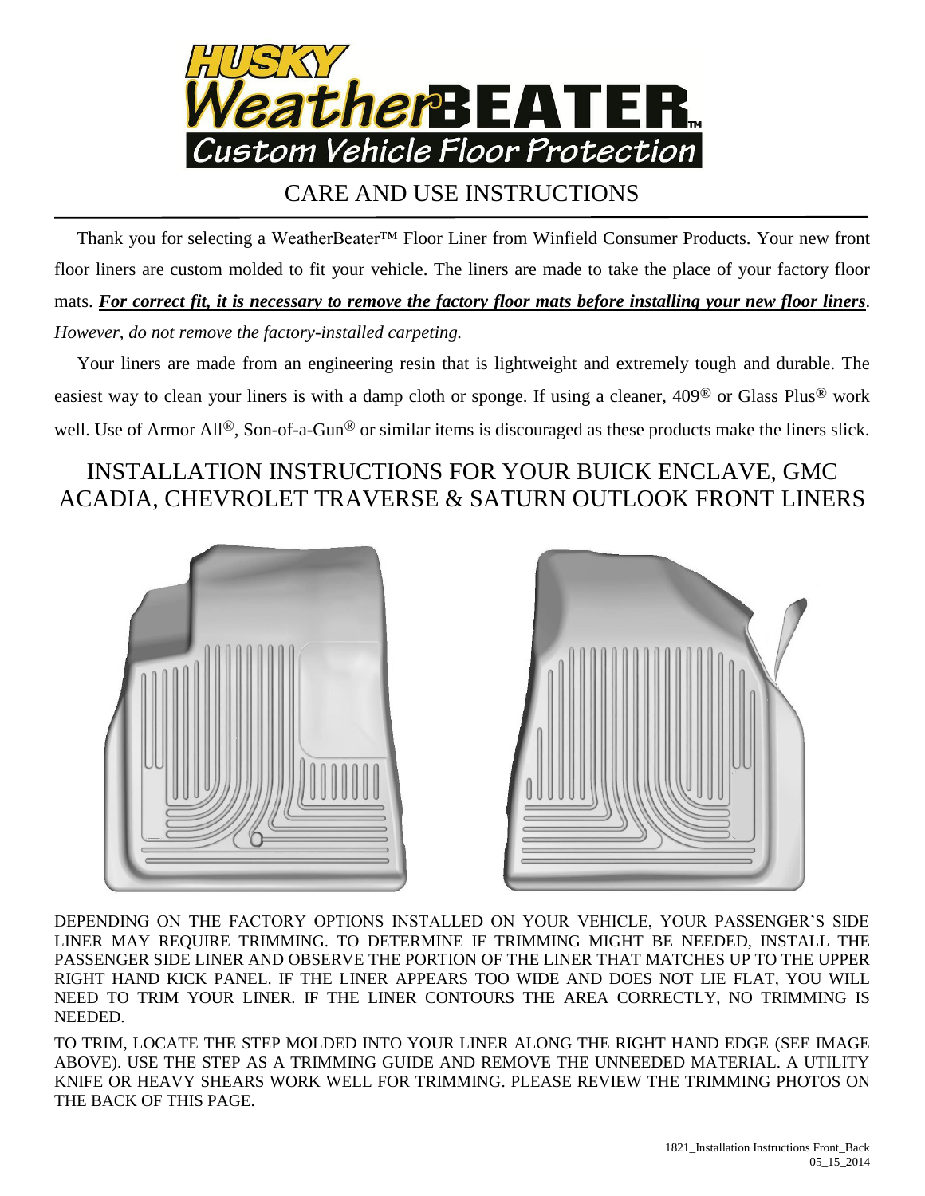# HUSKY WeatherBEATER™ Custom Vehicle Floor Protection

## CARE AND USE INSTRUCTIONS

Thank you for selecting a WeatherBeater™ Floor Liner from Winfield Consumer Products. Your new front floor liners are custom molded to fit your vehicle. The liners are made to take the place of your factory floor mats. ***For correct fit, it is necessary to remove the factory floor mats before installing your new floor liners***. *However, do not remove the factory-installed carpeting.*

Your liners are made from an engineering resin that is lightweight and extremely tough and durable. The easiest way to clean your liners is with a damp cloth or sponge. If using a cleaner, 409® or Glass Plus® work well. Use of Armor All®, Son-of-a-Gun® or similar items is discouraged as these products make the liners slick.

## INSTALLATION INSTRUCTIONS FOR YOUR BUICK ENCLAVE, GMC ACADIA, CHEVROLET TRAVERSE & SATURN OUTLOOK FRONT LINERS

DEPENDING ON THE FACTORY OPTIONS INSTALLED ON YOUR VEHICLE, YOUR PASSENGER'S SIDE LINER MAY REQUIRE TRIMMING. TO DETERMINE IF TRIMMING MIGHT BE NEEDED, INSTALL THE PASSENGER SIDE LINER AND OBSERVE THE PORTION OF THE LINER THAT MATCHES UP TO THE UPPER RIGHT HAND KICK PANEL. IF THE LINER APPEARS TOO WIDE AND DOES NOT LIE FLAT, YOU WILL NEED TO TRIM YOUR LINER. IF THE LINER CONTOURS THE AREA CORRECTLY, NO TRIMMING IS NEEDED.

TO TRIM, LOCATE THE STEP MOLDED INTO YOUR LINER ALONG THE RIGHT HAND EDGE (SEE IMAGE ABOVE). USE THE STEP AS A TRIMMING GUIDE AND REMOVE THE UNNEEDED MATERIAL. A UTILITY KNIFE OR HEAVY SHEARS WORK WELL FOR TRIMMING. PLEASE REVIEW THE TRIMMING PHOTOS ON THE BACK OF THIS PAGE.

1821_Installation Instructions Front_Back
05_15_2014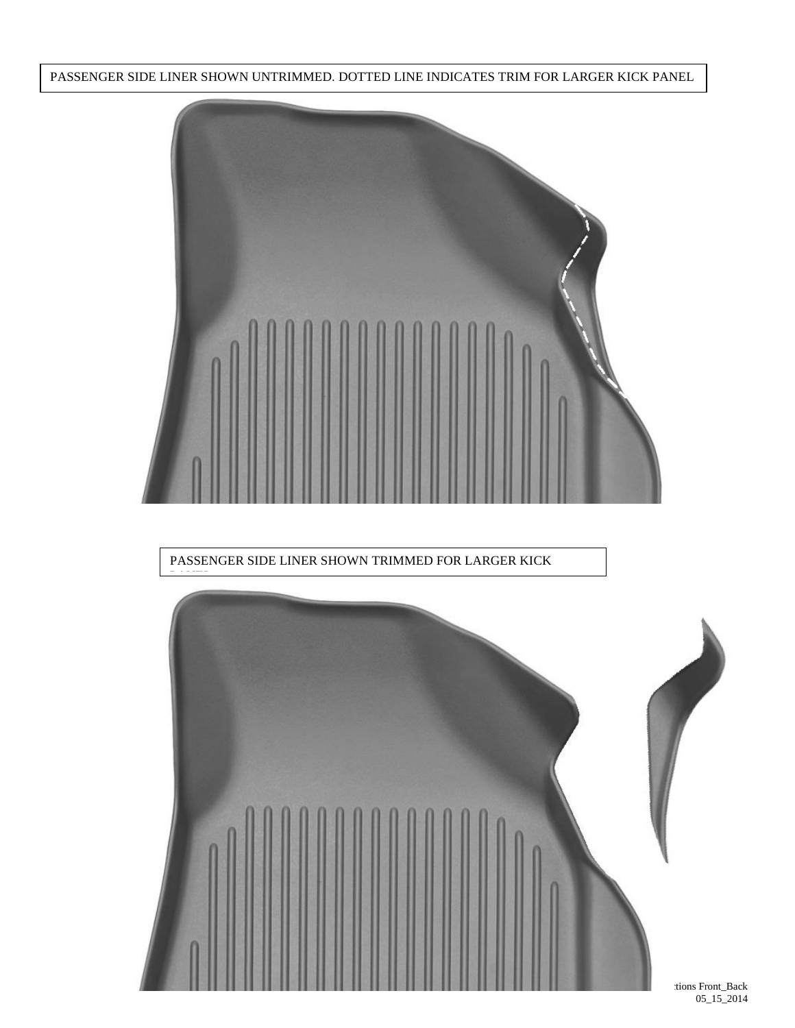PASSENGER SIDE LINER SHOWN UNTRIMMED. DOTTED LINE INDICATES TRIM FOR LARGER KICK PANEL

PASSENGER SIDE LINER SHOWN TRIMMED FOR LARGER KICK PANEL